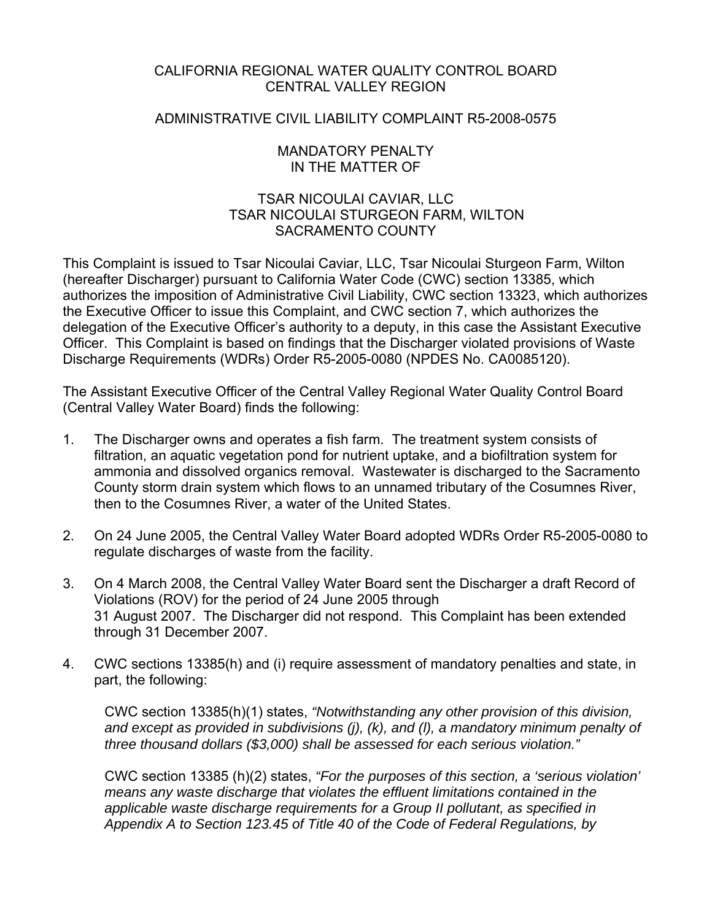# CALIFORNIA REGIONAL WATER QUALITY CONTROL BOARD
# CENTRAL VALLEY REGION

## ADMINISTRATIVE CIVIL LIABILITY COMPLAINT R5-2008-0575

## MANDATORY PENALTY
## IN THE MATTER OF

## TSAR NICOULAI CAVIAR, LLC
## TSAR NICOULAI STURGEON FARM, WILTON
## SACRAMENTO COUNTY

This Complaint is issued to Tsar Nicoulai Caviar, LLC, Tsar Nicoulai Sturgeon Farm, Wilton (hereafter Discharger) pursuant to California Water Code (CWC) section 13385, which authorizes the imposition of Administrative Civil Liability, CWC section 13323, which authorizes the Executive Officer to issue this Complaint, and CWC section 7, which authorizes the delegation of the Executive Officer's authority to a deputy, in this case the Assistant Executive Officer. This Complaint is based on findings that the Discharger violated provisions of Waste Discharge Requirements (WDRs) Order R5-2005-0080 (NPDES No. CA0085120).

The Assistant Executive Officer of the Central Valley Regional Water Quality Control Board (Central Valley Water Board) finds the following:

1. The Discharger owns and operates a fish farm. The treatment system consists of filtration, an aquatic vegetation pond for nutrient uptake, and a biofiltration system for ammonia and dissolved organics removal. Wastewater is discharged to the Sacramento County storm drain system which flows to an unnamed tributary of the Cosumnes River, then to the Cosumnes River, a water of the United States.

2. On 24 June 2005, the Central Valley Water Board adopted WDRs Order R5-2005-0080 to regulate discharges of waste from the facility.

3. On 4 March 2008, the Central Valley Water Board sent the Discharger a draft Record of Violations (ROV) for the period of 24 June 2005 through 31 August 2007. The Discharger did not respond. This Complaint has been extended through 31 December 2007.

4. CWC sections 13385(h) and (i) require assessment of mandatory penalties and state, in part, the following:

   CWC section 13385(h)(1) states, *"Notwithstanding any other provision of this division, and except as provided in subdivisions (j), (k), and (l), a mandatory minimum penalty of three thousand dollars ($3,000) shall be assessed for each serious violation."*

   CWC section 13385 (h)(2) states, *"For the purposes of this section, a 'serious violation' means any waste discharge that violates the effluent limitations contained in the applicable waste discharge requirements for a Group II pollutant, as specified in Appendix A to Section 123.45 of Title 40 of the Code of Federal Regulations, by*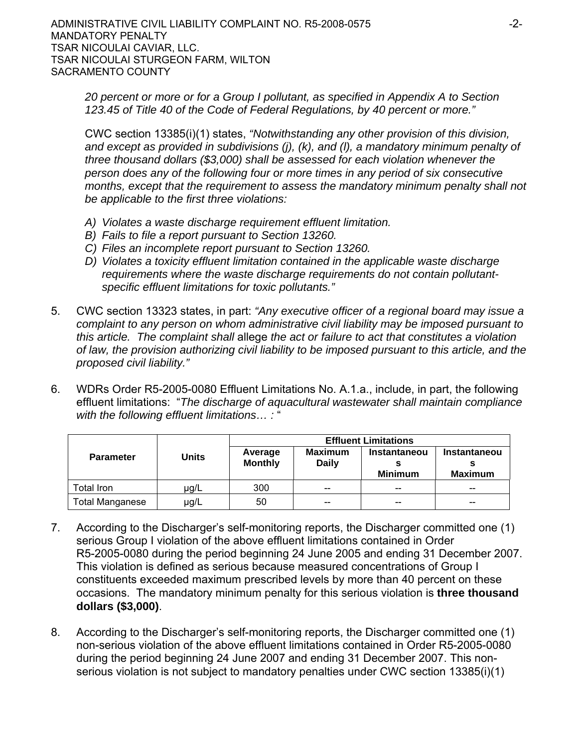*20 percent or more or for a Group I pollutant, as specified in Appendix A to Section 123.45 of Title 40 of the Code of Federal Regulations, by 40 percent or more."*

CWC section 13385(i)(1) states, *"Notwithstanding any other provision of this division, and except as provided in subdivisions (j), (k), and (l), a mandatory minimum penalty of three thousand dollars ($3,000) shall be assessed for each violation whenever the person does any of the following four or more times in any period of six consecutive months, except that the requirement to assess the mandatory minimum penalty shall not be applicable to the first three violations:*

*A) Violates a waste discharge requirement effluent limitation.*
*B) Fails to file a report pursuant to Section 13260.*
*C) Files an incomplete report pursuant to Section 13260.*
*D) Violates a toxicity effluent limitation contained in the applicable waste discharge requirements where the waste discharge requirements do not contain pollutant-specific effluent limitations for toxic pollutants."*

5. CWC section 13323 states, in part: *"Any executive officer of a regional board may issue a complaint to any person on whom administrative civil liability may be imposed pursuant to this article. The complaint shall* allege *the act or failure to act that constitutes a violation of law, the provision authorizing civil liability to be imposed pursuant to this article, and the proposed civil liability."*

6. WDRs Order R5-2005-0080 Effluent Limitations No. A.1.a., include, in part, the following effluent limitations: "*The discharge of aquacultural wastewater shall maintain compliance with the following effluent limitations… :* "

| Parameter | Units | Effluent Limitations | | | |
|---|---|---|---|---|---|
| | | Average Monthly | Maximum Daily | Instantaneous Minimum | Instantaneous Maximum |
| Total Iron | µg/L | 300 | -- | -- | -- |
| Total Manganese | µg/L | 50 | -- | -- | -- |

7. According to the Discharger's self-monitoring reports, the Discharger committed one (1) serious Group I violation of the above effluent limitations contained in Order R5-2005-0080 during the period beginning 24 June 2005 and ending 31 December 2007. This violation is defined as serious because measured concentrations of Group I constituents exceeded maximum prescribed levels by more than 40 percent on these occasions. The mandatory minimum penalty for this serious violation is **three thousand dollars ($3,000)**.

8. According to the Discharger's self-monitoring reports, the Discharger committed one (1) non-serious violation of the above effluent limitations contained in Order R5-2005-0080 during the period beginning 24 June 2007 and ending 31 December 2007. This non-serious violation is not subject to mandatory penalties under CWC section 13385(i)(1)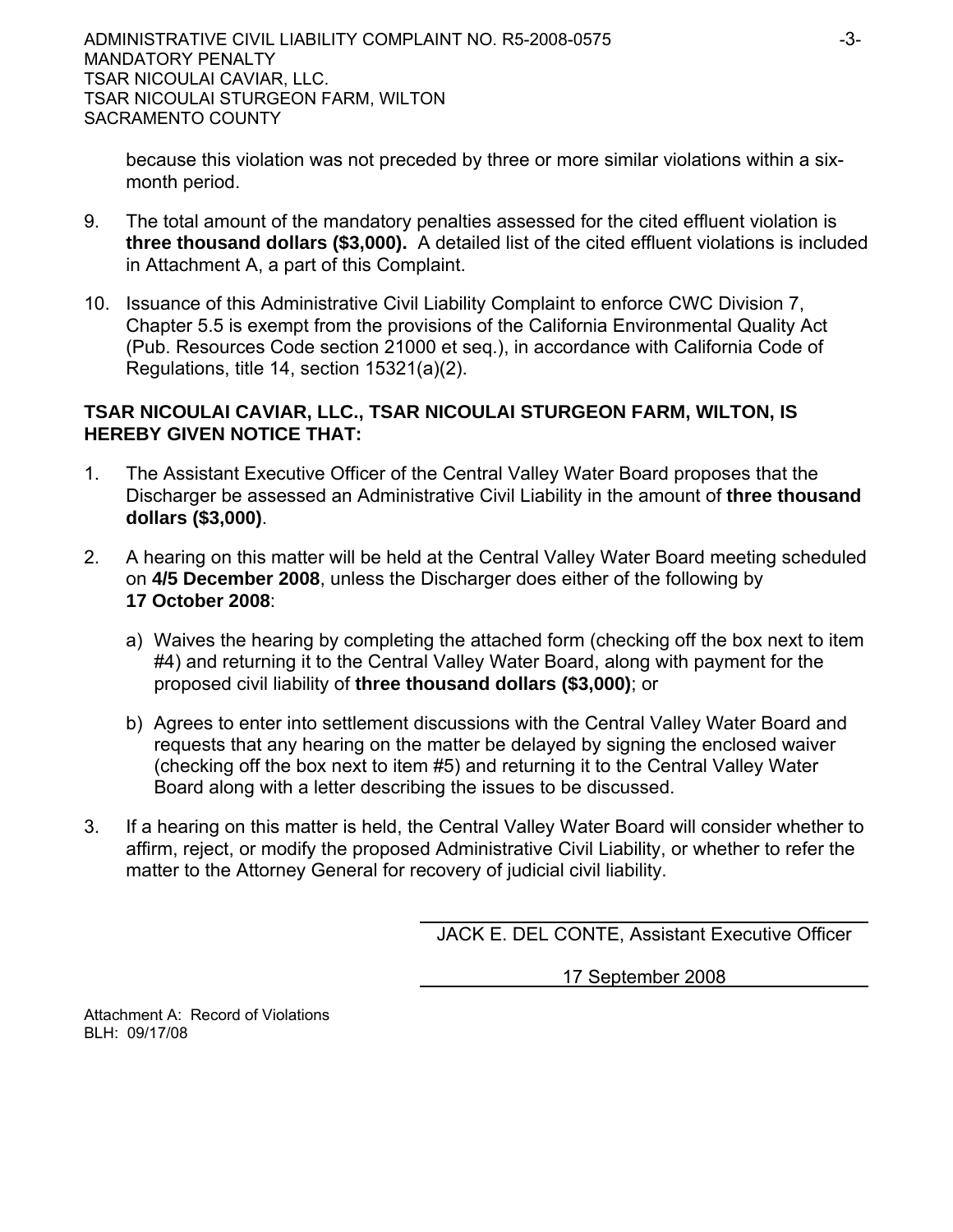because this violation was not preceded by three or more similar violations within a six-month period.

9. The total amount of the mandatory penalties assessed for the cited effluent violation is **three thousand dollars ($3,000).** A detailed list of the cited effluent violations is included in Attachment A, a part of this Complaint.

10. Issuance of this Administrative Civil Liability Complaint to enforce CWC Division 7, Chapter 5.5 is exempt from the provisions of the California Environmental Quality Act (Pub. Resources Code section 21000 et seq.), in accordance with California Code of Regulations, title 14, section 15321(a)(2).

**TSAR NICOULAI CAVIAR, LLC., TSAR NICOULAI STURGEON FARM, WILTON, IS HEREBY GIVEN NOTICE THAT:**

1. The Assistant Executive Officer of the Central Valley Water Board proposes that the Discharger be assessed an Administrative Civil Liability in the amount of **three thousand dollars ($3,000)**.

2. A hearing on this matter will be held at the Central Valley Water Board meeting scheduled on **4/5 December 2008**, unless the Discharger does either of the following by **17 October 2008**:

   a) Waives the hearing by completing the attached form (checking off the box next to item #4) and returning it to the Central Valley Water Board, along with payment for the proposed civil liability of **three thousand dollars ($3,000)**; or

   b) Agrees to enter into settlement discussions with the Central Valley Water Board and requests that any hearing on the matter be delayed by signing the enclosed waiver (checking off the box next to item #5) and returning it to the Central Valley Water Board along with a letter describing the issues to be discussed.

3. If a hearing on this matter is held, the Central Valley Water Board will consider whether to affirm, reject, or modify the proposed Administrative Civil Liability, or whether to refer the matter to the Attorney General for recovery of judicial civil liability.

JACK E. DEL CONTE, Assistant Executive Officer

17 September 2008

Attachment A: Record of Violations
BLH: 09/17/08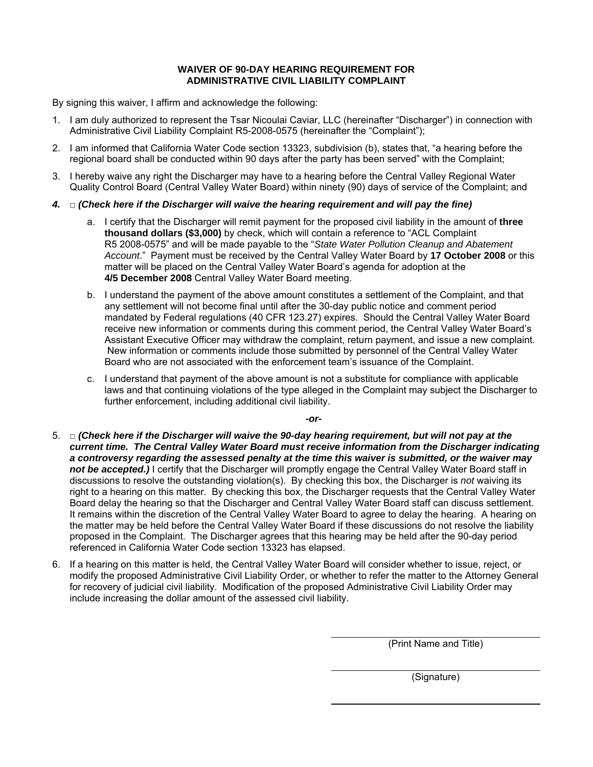**WAIVER OF 90-DAY HEARING REQUIREMENT FOR ADMINISTRATIVE CIVIL LIABILITY COMPLAINT**

By signing this waiver, I affirm and acknowledge the following:

1. I am duly authorized to represent the Tsar Nicoulai Caviar, LLC (hereinafter "Discharger") in connection with Administrative Civil Liability Complaint R5-2008-0575 (hereinafter the "Complaint");

2. I am informed that California Water Code section 13323, subdivision (b), states that, "a hearing before the regional board shall be conducted within 90 days after the party has been served" with the Complaint;

3. I hereby waive any right the Discharger may have to a hearing before the Central Valley Regional Water Quality Control Board (Central Valley Water Board) within ninety (90) days of service of the Complaint; and

4. □ ***(Check here if the Discharger will waive the hearing requirement and will pay the fine)***

   a. I certify that the Discharger will remit payment for the proposed civil liability in the amount of **three thousand dollars ($3,000)** by check, which will contain a reference to "ACL Complaint R5 2008-0575" and will be made payable to the "*State Water Pollution Cleanup and Abatement Account*." Payment must be received by the Central Valley Water Board by **17 October 2008** or this matter will be placed on the Central Valley Water Board's agenda for adoption at the **4/5 December 2008** Central Valley Water Board meeting.

   b. I understand the payment of the above amount constitutes a settlement of the Complaint, and that any settlement will not become final until after the 30-day public notice and comment period mandated by Federal regulations (40 CFR 123.27) expires. Should the Central Valley Water Board receive new information or comments during this comment period, the Central Valley Water Board's Assistant Executive Officer may withdraw the complaint, return payment, and issue a new complaint. New information or comments include those submitted by personnel of the Central Valley Water Board who are not associated with the enforcement team's issuance of the Complaint.

   c. I understand that payment of the above amount is not a substitute for compliance with applicable laws and that continuing violations of the type alleged in the Complaint may subject the Discharger to further enforcement, including additional civil liability.

***-or-***

5. □ ***(Check here if the Discharger will waive the 90-day hearing requirement, but will not pay at the current time. The Central Valley Water Board must receive information from the Discharger indicating a controversy regarding the assessed penalty at the time this waiver is submitted, or the waiver may not be accepted.)*** I certify that the Discharger will promptly engage the Central Valley Water Board staff in discussions to resolve the outstanding violation(s). By checking this box, the Discharger is *not* waiving its right to a hearing on this matter. By checking this box, the Discharger requests that the Central Valley Water Board delay the hearing so that the Discharger and Central Valley Water Board staff can discuss settlement. It remains within the discretion of the Central Valley Water Board to agree to delay the hearing. A hearing on the matter may be held before the Central Valley Water Board if these discussions do not resolve the liability proposed in the Complaint. The Discharger agrees that this hearing may be held after the 90-day period referenced in California Water Code section 13323 has elapsed.

6. If a hearing on this matter is held, the Central Valley Water Board will consider whether to issue, reject, or modify the proposed Administrative Civil Liability Order, or whether to refer the matter to the Attorney General for recovery of judicial civil liability. Modification of the proposed Administrative Civil Liability Order may include increasing the dollar amount of the assessed civil liability.

\_\_\_\_\_\_\_\_\_\_\_\_\_\_\_\_\_\_\_\_\_\_\_\_\_\_\_\_\_\_
(Print Name and Title)

\_\_\_\_\_\_\_\_\_\_\_\_\_\_\_\_\_\_\_\_\_\_\_\_\_\_\_\_\_\_
(Signature)

\_\_\_\_\_\_\_\_\_\_\_\_\_\_\_\_\_\_\_\_\_\_\_\_\_\_\_\_\_\_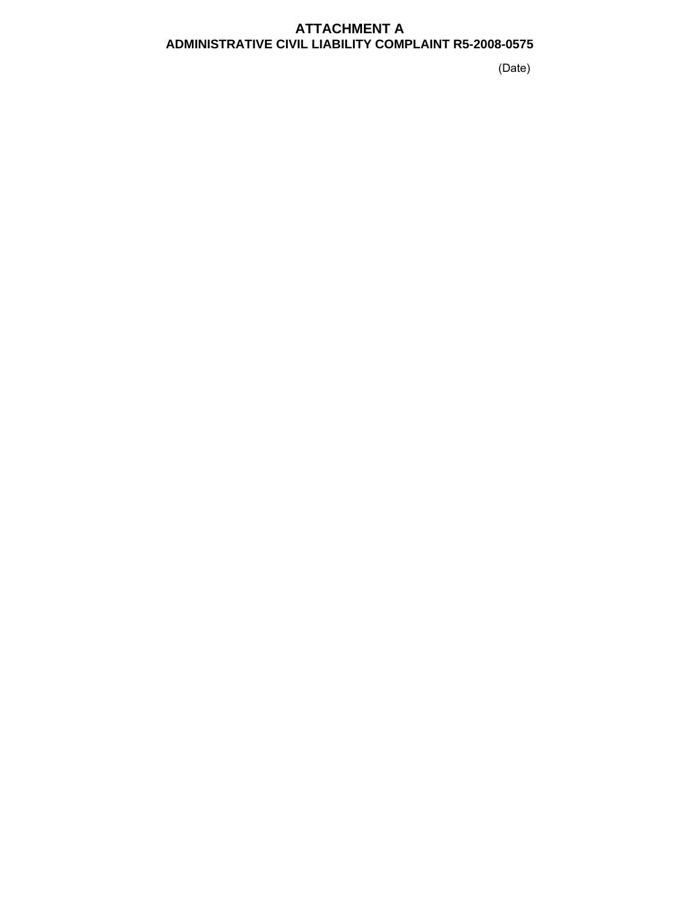# ATTACHMENT A

## ADMINISTRATIVE CIVIL LIABILITY COMPLAINT R5-2008-0575

(Date)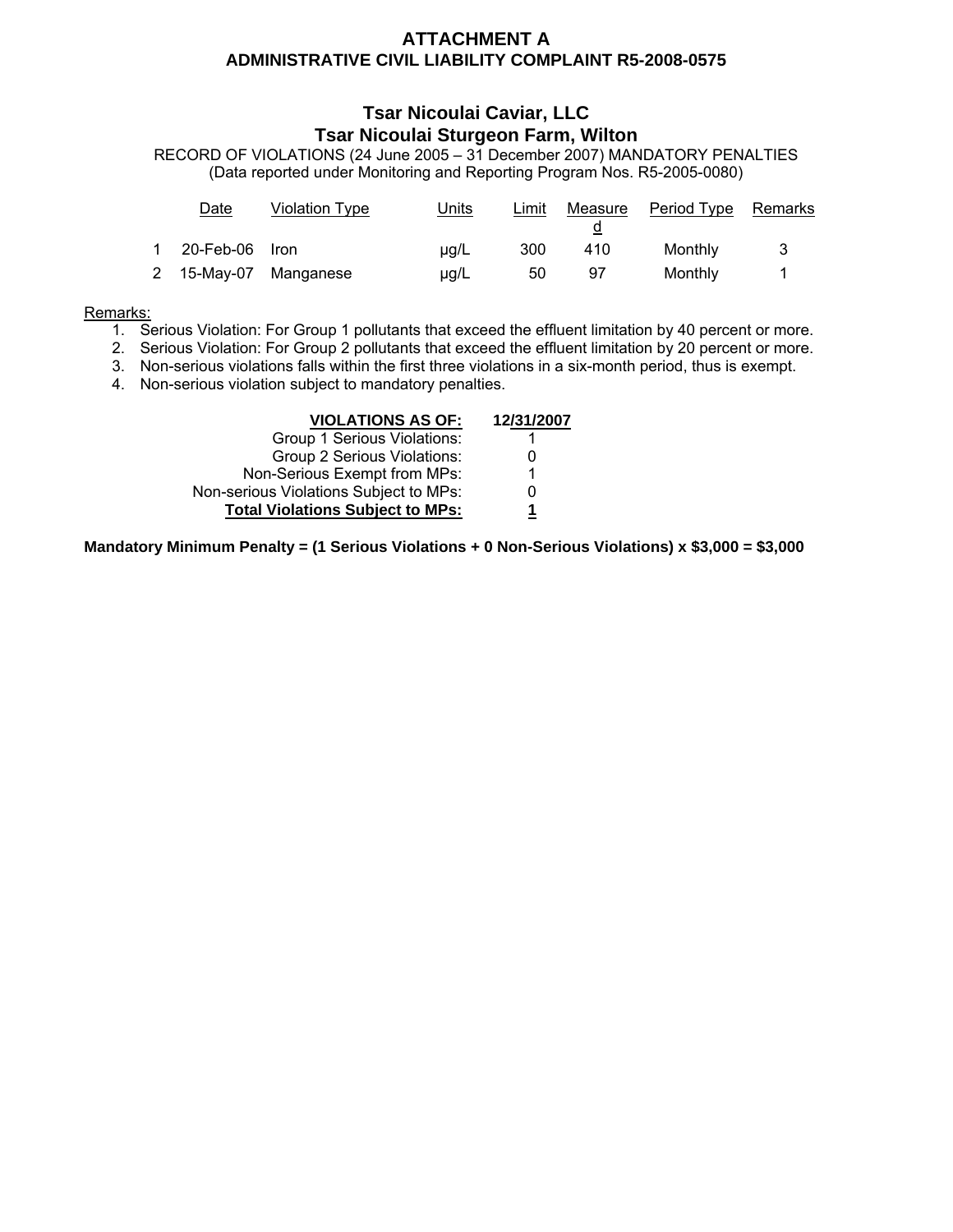# ATTACHMENT A
## ADMINISTRATIVE CIVIL LIABILITY COMPLAINT R5-2008-0575

### Tsar Nicoulai Caviar, LLC
### Tsar Nicoulai Sturgeon Farm, Wilton

RECORD OF VIOLATIONS (24 June 2005 – 31 December 2007) MANDATORY PENALTIES
(Data reported under Monitoring and Reporting Program Nos. R5-2005-0080)

| | Date | Violation Type | Units | Limit | Measured | Period Type | Remarks |
|---|---|---|---|---|---|---|---|
| 1 | 20-Feb-06 | Iron | µg/L | 300 | 410 | Monthly | 3 |
| 2 | 15-May-07 | Manganese | µg/L | 50 | 97 | Monthly | 1 |

Remarks:
1. Serious Violation: For Group 1 pollutants that exceed the effluent limitation by 40 percent or more.
2. Serious Violation: For Group 2 pollutants that exceed the effluent limitation by 20 percent or more.
3. Non-serious violations falls within the first three violations in a six-month period, thus is exempt.
4. Non-serious violation subject to mandatory penalties.

| **VIOLATIONS AS OF:** | **12/31/2007** |
|---|---|
| Group 1 Serious Violations: | 1 |
| Group 2 Serious Violations: | 0 |
| Non-Serious Exempt from MPs: | 1 |
| Non-serious Violations Subject to MPs: | 0 |
| **Total Violations Subject to MPs:** | **1** |

**Mandatory Minimum Penalty = (1 Serious Violations + 0 Non-Serious Violations) x $3,000 = $3,000**